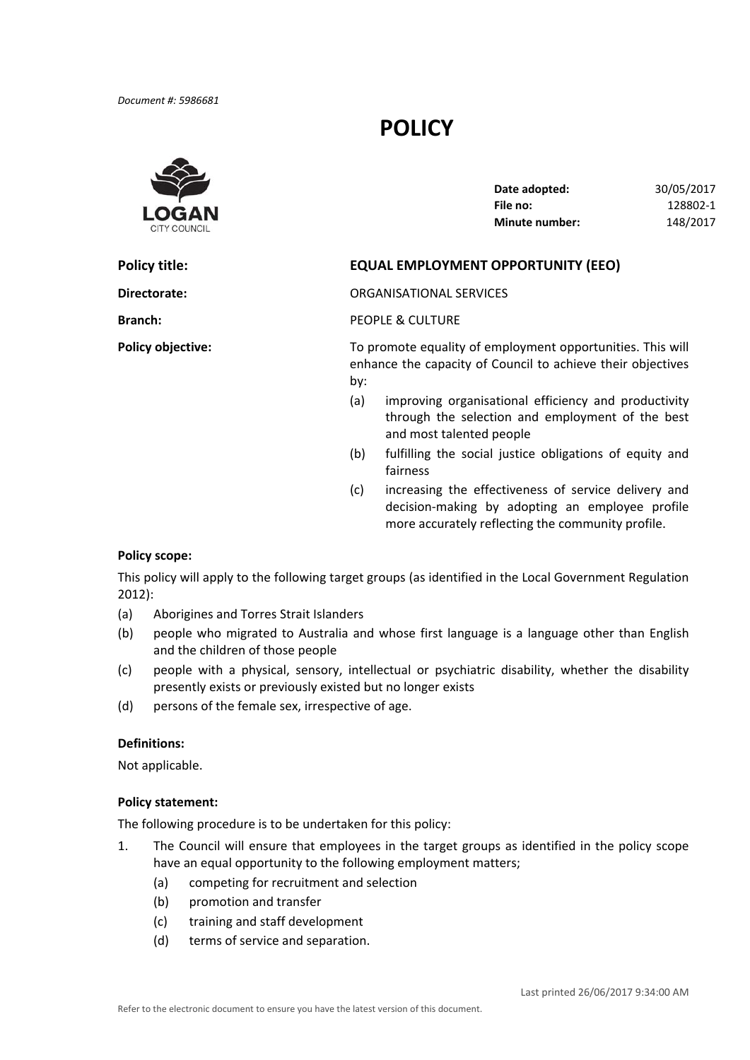*Document #: 5986681*

# POLICY

| | |
|---|---|
| **Date adopted:** | 30/05/2017 |
| **File no:** | 128802-1 |
| **Minute number:** | 148/2017 |

**Policy title:** **EQUAL EMPLOYMENT OPPORTUNITY (EEO)**

**Directorate:** ORGANISATIONAL SERVICES

**Branch:** PEOPLE & CULTURE

**Policy objective:** To promote equality of employment opportunities. This will enhance the capacity of Council to achieve their objectives by:

(a) improving organisational efficiency and productivity through the selection and employment of the best and most talented people

(b) fulfilling the social justice obligations of equity and fairness

(c) increasing the effectiveness of service delivery and decision-making by adopting an employee profile more accurately reflecting the community profile.

**Policy scope:**

This policy will apply to the following target groups (as identified in the Local Government Regulation 2012):

(a) Aborigines and Torres Strait Islanders

(b) people who migrated to Australia and whose first language is a language other than English and the children of those people

(c) people with a physical, sensory, intellectual or psychiatric disability, whether the disability presently exists or previously existed but no longer exists

(d) persons of the female sex, irrespective of age.

**Definitions:**

Not applicable.

**Policy statement:**

The following procedure is to be undertaken for this policy:

1. The Council will ensure that employees in the target groups as identified in the policy scope have an equal opportunity to the following employment matters;
   (a) competing for recruitment and selection
   (b) promotion and transfer
   (c) training and staff development
   (d) terms of service and separation.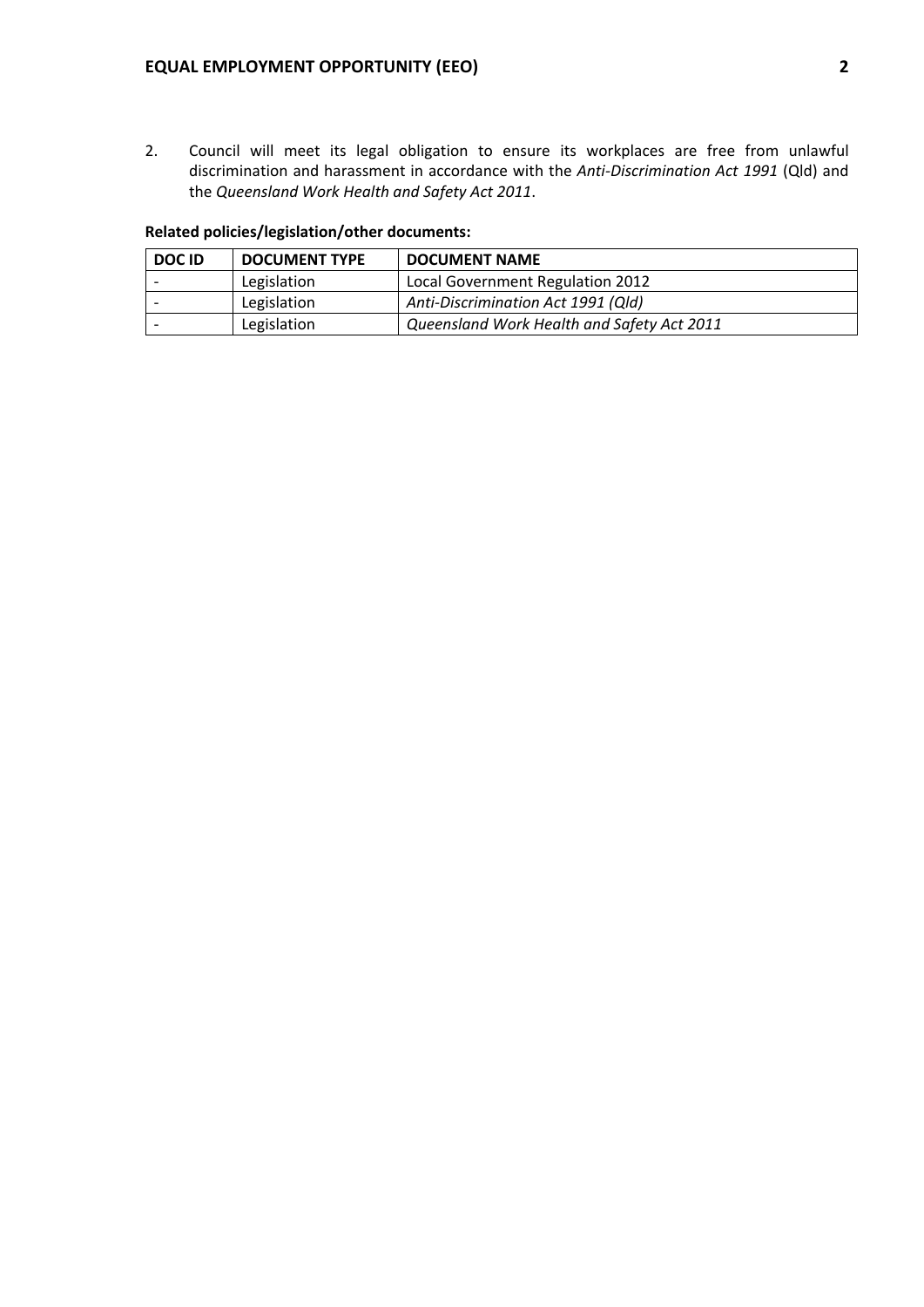2. Council will meet its legal obligation to ensure its workplaces are free from unlawful discrimination and harassment in accordance with the *Anti-Discrimination Act 1991* (Qld) and the *Queensland Work Health and Safety Act 2011*.

**Related policies/legislation/other documents:**

| DOC ID | DOCUMENT TYPE | DOCUMENT NAME |
|---|---|---|
| - | Legislation | Local Government Regulation 2012 |
| - | Legislation | *Anti-Discrimination Act 1991 (Qld)* |
| - | Legislation | *Queensland Work Health and Safety Act 2011* |